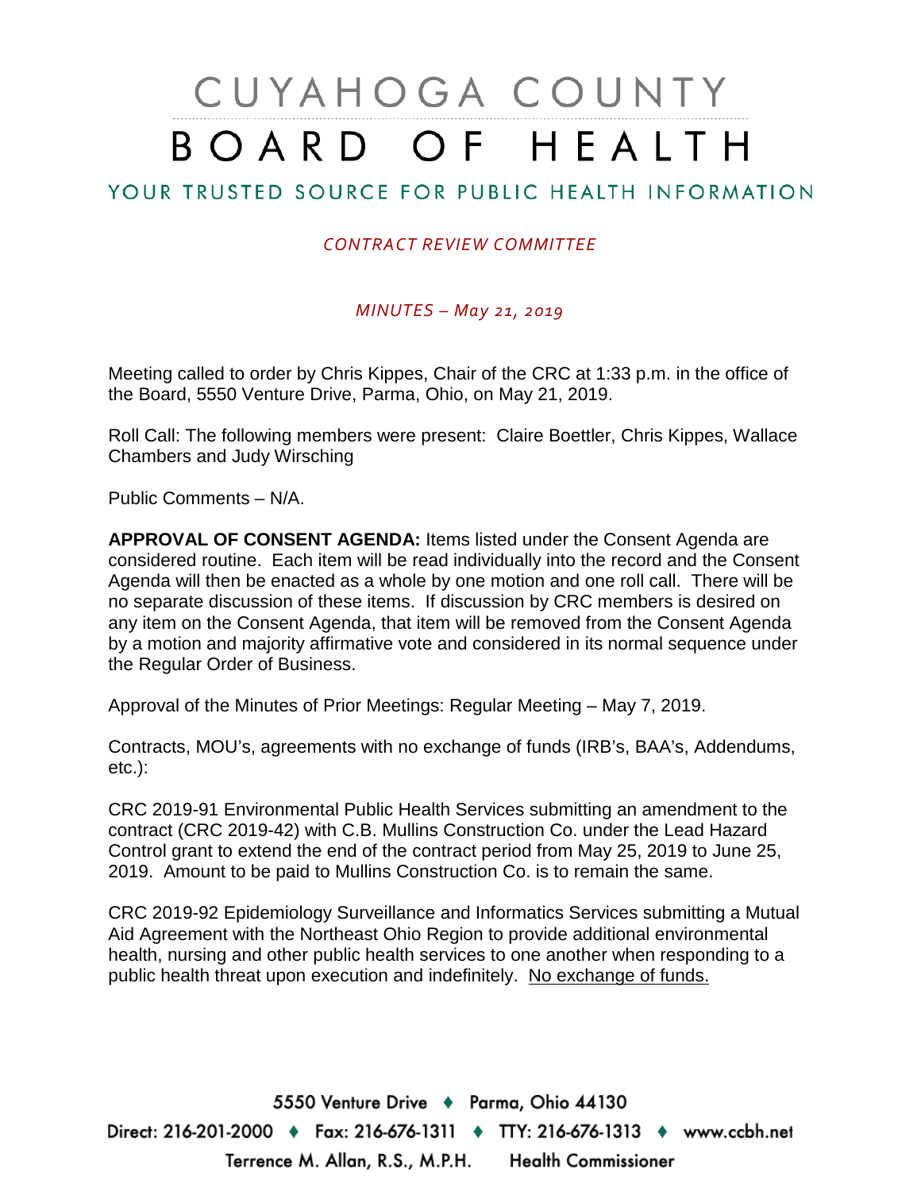# CUYAHOGA COUNTY BOARD OF HEALTH

YOUR TRUSTED SOURCE FOR PUBLIC HEALTH INFORMATION

*CONTRACT REVIEW COMMITTEE*

*MINUTES – May 21, 2019*

Meeting called to order by Chris Kippes, Chair of the CRC at 1:33 p.m. in the office of the Board, 5550 Venture Drive, Parma, Ohio, on May 21, 2019.

Roll Call: The following members were present: Claire Boettler, Chris Kippes, Wallace Chambers and Judy Wirsching

Public Comments – N/A.

**APPROVAL OF CONSENT AGENDA:** Items listed under the Consent Agenda are considered routine. Each item will be read individually into the record and the Consent Agenda will then be enacted as a whole by one motion and one roll call. There will be no separate discussion of these items. If discussion by CRC members is desired on any item on the Consent Agenda, that item will be removed from the Consent Agenda by a motion and majority affirmative vote and considered in its normal sequence under the Regular Order of Business.

Approval of the Minutes of Prior Meetings: Regular Meeting – May 7, 2019.

Contracts, MOU's, agreements with no exchange of funds (IRB's, BAA's, Addendums, etc.):

CRC 2019-91 Environmental Public Health Services submitting an amendment to the contract (CRC 2019-42) with C.B. Mullins Construction Co. under the Lead Hazard Control grant to extend the end of the contract period from May 25, 2019 to June 25, 2019. Amount to be paid to Mullins Construction Co. is to remain the same.

CRC 2019-92 Epidemiology Surveillance and Informatics Services submitting a Mutual Aid Agreement with the Northeast Ohio Region to provide additional environmental health, nursing and other public health services to one another when responding to a public health threat upon execution and indefinitely. No exchange of funds.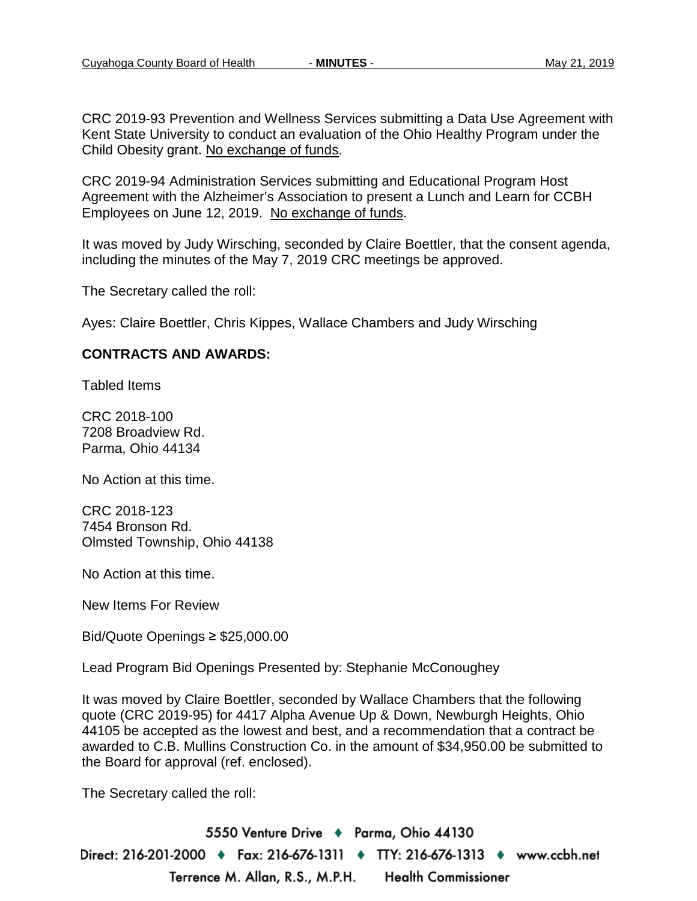CRC 2019-93 Prevention and Wellness Services submitting a Data Use Agreement with Kent State University to conduct an evaluation of the Ohio Healthy Program under the Child Obesity grant. No exchange of funds.

CRC 2019-94 Administration Services submitting and Educational Program Host Agreement with the Alzheimer's Association to present a Lunch and Learn for CCBH Employees on June 12, 2019. No exchange of funds.

It was moved by Judy Wirsching, seconded by Claire Boettler, that the consent agenda, including the minutes of the May 7, 2019 CRC meetings be approved.

The Secretary called the roll:

Ayes: Claire Boettler, Chris Kippes, Wallace Chambers and Judy Wirsching

**CONTRACTS AND AWARDS:**

Tabled Items

CRC 2018-100
7208 Broadview Rd.
Parma, Ohio 44134

No Action at this time.

CRC 2018-123
7454 Bronson Rd.
Olmsted Township, Ohio 44138

No Action at this time.

New Items For Review

Bid/Quote Openings ≥ $25,000.00

Lead Program Bid Openings Presented by: Stephanie McConoughey

It was moved by Claire Boettler, seconded by Wallace Chambers that the following quote (CRC 2019-95) for 4417 Alpha Avenue Up & Down, Newburgh Heights, Ohio 44105 be accepted as the lowest and best, and a recommendation that a contract be awarded to C.B. Mullins Construction Co. in the amount of $34,950.00 be submitted to the Board for approval (ref. enclosed).

The Secretary called the roll: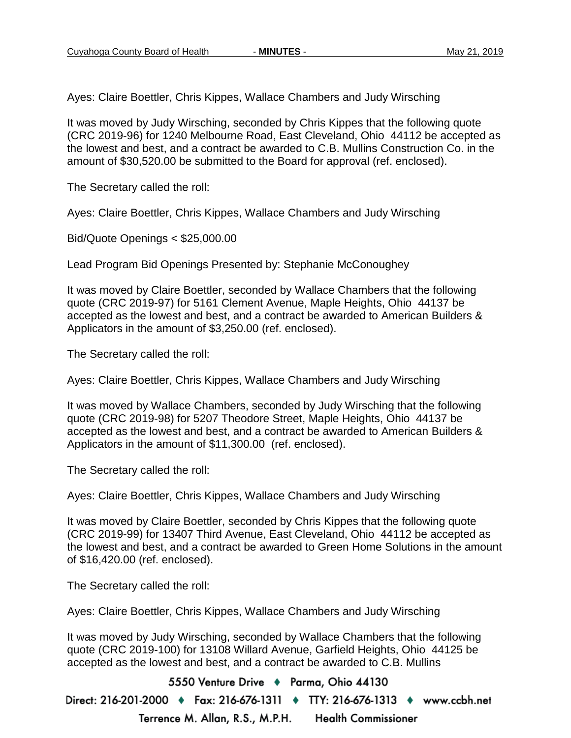Ayes: Claire Boettler, Chris Kippes, Wallace Chambers and Judy Wirsching

It was moved by Judy Wirsching, seconded by Chris Kippes that the following quote (CRC 2019-96) for 1240 Melbourne Road, East Cleveland, Ohio 44112 be accepted as the lowest and best, and a contract be awarded to C.B. Mullins Construction Co. in the amount of $30,520.00 be submitted to the Board for approval (ref. enclosed).

The Secretary called the roll:

Ayes: Claire Boettler, Chris Kippes, Wallace Chambers and Judy Wirsching

Bid/Quote Openings < $25,000.00

Lead Program Bid Openings Presented by: Stephanie McConoughey

It was moved by Claire Boettler, seconded by Wallace Chambers that the following quote (CRC 2019-97) for 5161 Clement Avenue, Maple Heights, Ohio 44137 be accepted as the lowest and best, and a contract be awarded to American Builders & Applicators in the amount of $3,250.00 (ref. enclosed).

The Secretary called the roll:

Ayes: Claire Boettler, Chris Kippes, Wallace Chambers and Judy Wirsching

It was moved by Wallace Chambers, seconded by Judy Wirsching that the following quote (CRC 2019-98) for 5207 Theodore Street, Maple Heights, Ohio 44137 be accepted as the lowest and best, and a contract be awarded to American Builders & Applicators in the amount of $11,300.00 (ref. enclosed).

The Secretary called the roll:

Ayes: Claire Boettler, Chris Kippes, Wallace Chambers and Judy Wirsching

It was moved by Claire Boettler, seconded by Chris Kippes that the following quote (CRC 2019-99) for 13407 Third Avenue, East Cleveland, Ohio 44112 be accepted as the lowest and best, and a contract be awarded to Green Home Solutions in the amount of $16,420.00 (ref. enclosed).

The Secretary called the roll:

Ayes: Claire Boettler, Chris Kippes, Wallace Chambers and Judy Wirsching

It was moved by Judy Wirsching, seconded by Wallace Chambers that the following quote (CRC 2019-100) for 13108 Willard Avenue, Garfield Heights, Ohio 44125 be accepted as the lowest and best, and a contract be awarded to C.B. Mullins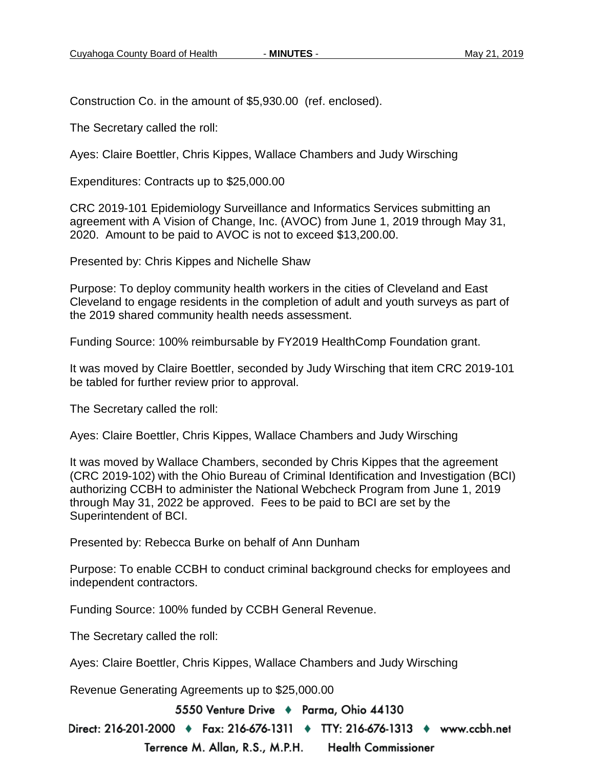Construction Co. in the amount of $5,930.00 (ref. enclosed).

The Secretary called the roll:

Ayes: Claire Boettler, Chris Kippes, Wallace Chambers and Judy Wirsching

Expenditures: Contracts up to $25,000.00

CRC 2019-101 Epidemiology Surveillance and Informatics Services submitting an agreement with A Vision of Change, Inc. (AVOC) from June 1, 2019 through May 31, 2020. Amount to be paid to AVOC is not to exceed $13,200.00.

Presented by: Chris Kippes and Nichelle Shaw

Purpose: To deploy community health workers in the cities of Cleveland and East Cleveland to engage residents in the completion of adult and youth surveys as part of the 2019 shared community health needs assessment.

Funding Source: 100% reimbursable by FY2019 HealthComp Foundation grant.

It was moved by Claire Boettler, seconded by Judy Wirsching that item CRC 2019-101 be tabled for further review prior to approval.

The Secretary called the roll:

Ayes: Claire Boettler, Chris Kippes, Wallace Chambers and Judy Wirsching

It was moved by Wallace Chambers, seconded by Chris Kippes that the agreement (CRC 2019-102) with the Ohio Bureau of Criminal Identification and Investigation (BCI) authorizing CCBH to administer the National Webcheck Program from June 1, 2019 through May 31, 2022 be approved. Fees to be paid to BCI are set by the Superintendent of BCI.

Presented by: Rebecca Burke on behalf of Ann Dunham

Purpose: To enable CCBH to conduct criminal background checks for employees and independent contractors.

Funding Source: 100% funded by CCBH General Revenue.

The Secretary called the roll:

Ayes: Claire Boettler, Chris Kippes, Wallace Chambers and Judy Wirsching

Revenue Generating Agreements up to $25,000.00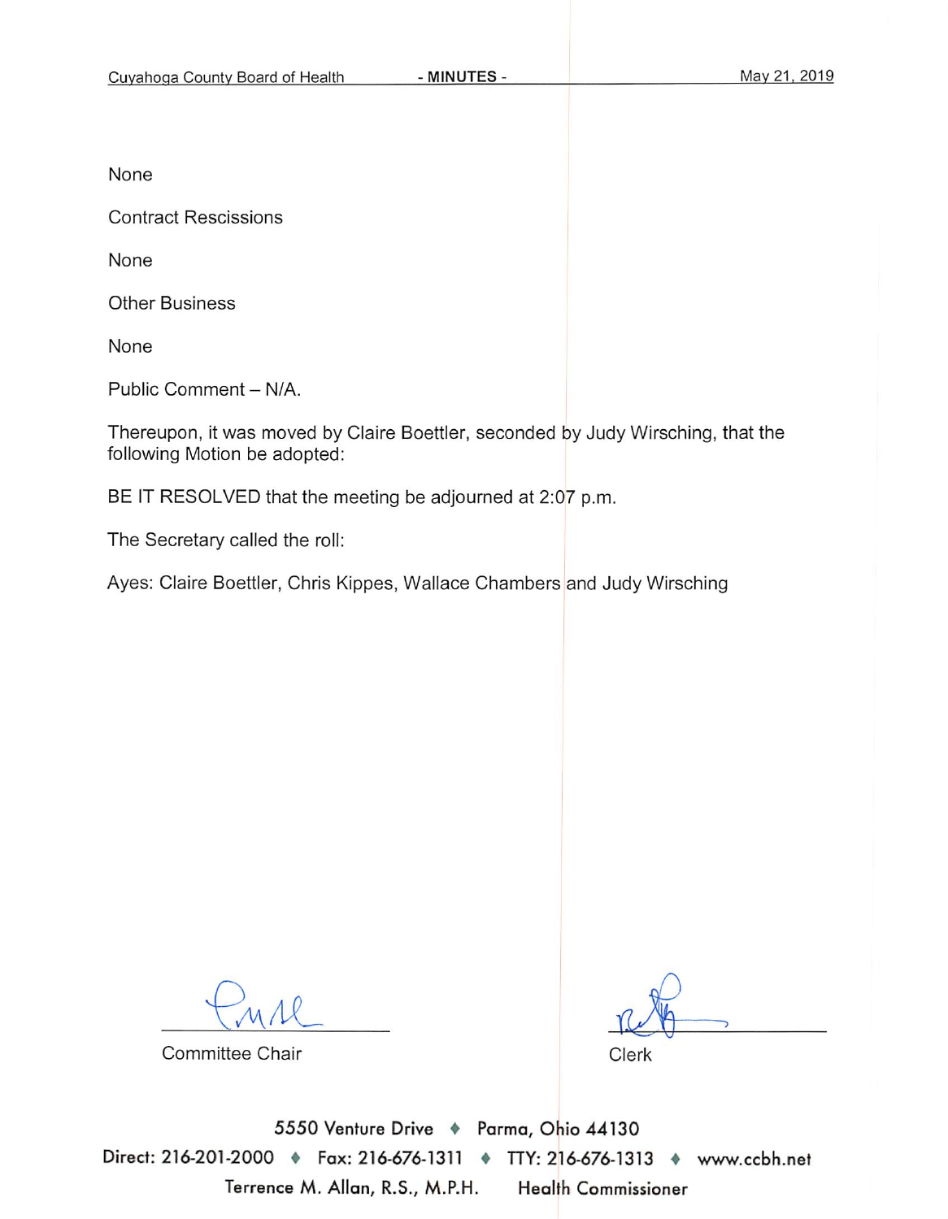None

Contract Rescissions

None

Other Business

None

Public Comment – N/A.

Thereupon, it was moved by Claire Boettler, seconded by Judy Wirsching, that the following Motion be adopted:

BE IT RESOLVED that the meeting be adjourned at 2:07 p.m.

The Secretary called the roll:

Ayes: Claire Boettler, Chris Kippes, Wallace Chambers and Judy Wirsching

Committee Chair

Clerk

5550 Venture Drive ♦ Parma, Ohio 44130

Direct: 216-201-2000 ♦ Fax: 216-676-1311 ♦ TTY: 216-676-1313 ♦ www.ccbh.net

Terrence M. Allan, R.S., M.P.H. Health Commissioner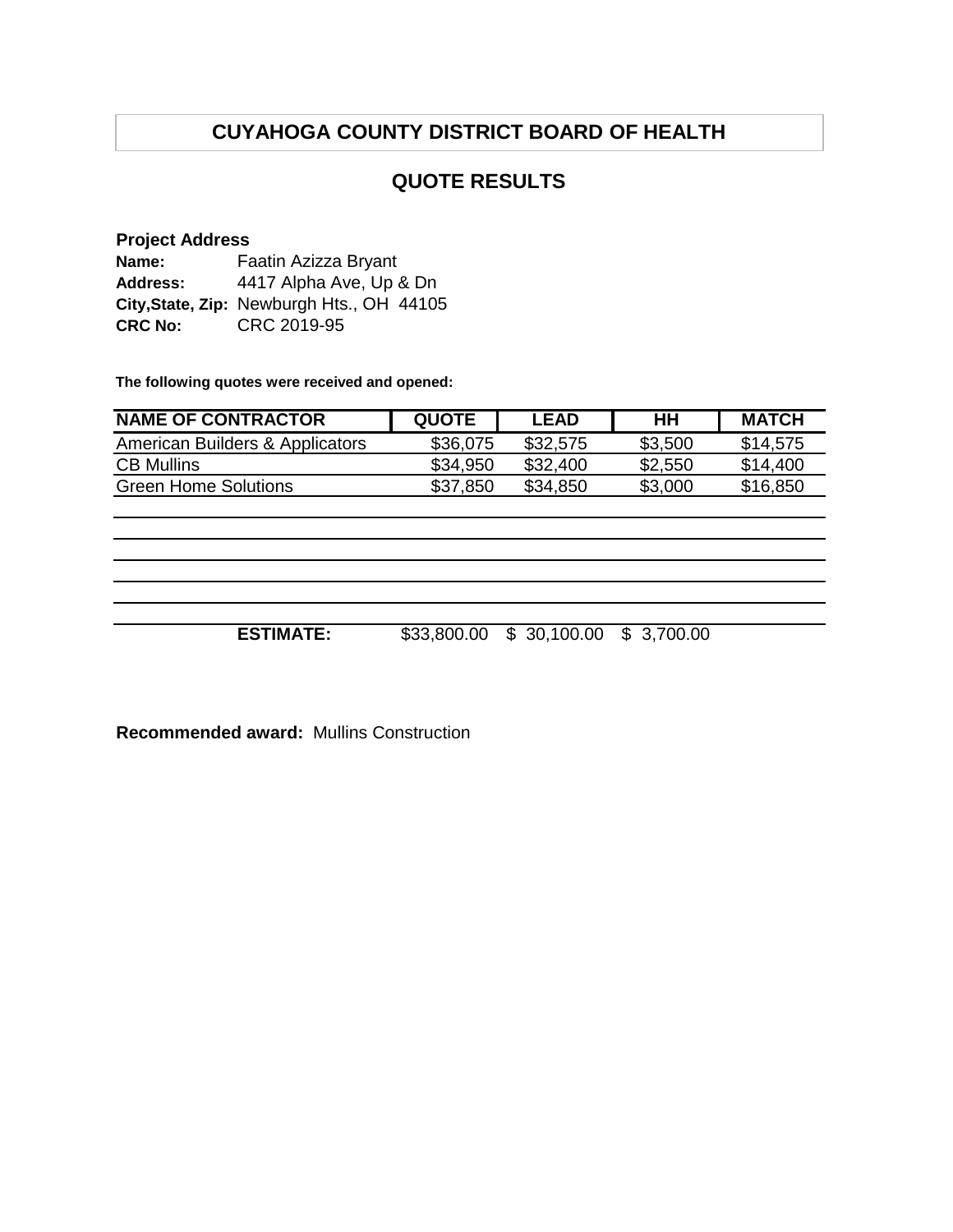# CUYAHOGA COUNTY DISTRICT BOARD OF HEALTH

## QUOTE RESULTS

**Project Address**

**Name:** Faatin Azizza Bryant
**Address:** 4417 Alpha Ave, Up & Dn
**City,State, Zip:** Newburgh Hts., OH 44105
**CRC No:** CRC 2019-95

**The following quotes were received and opened:**

| NAME OF CONTRACTOR | QUOTE | LEAD | HH | MATCH |
|---|---|---|---|---|
| American Builders & Applicators | $36,075 | $32,575 | $3,500 | $14,575 |
| CB Mullins | $34,950 | $32,400 | $2,550 | $14,400 |
| Green Home Solutions | $37,850 | $34,850 | $3,000 | $16,850 |
| | | | | |
| | | | | |
| | | | | |
| | | | | |
| | | | | |
| **ESTIMATE:** | $33,800.00 | $ 30,100.00 | $ 3,700.00 | |

**Recommended award:** Mullins Construction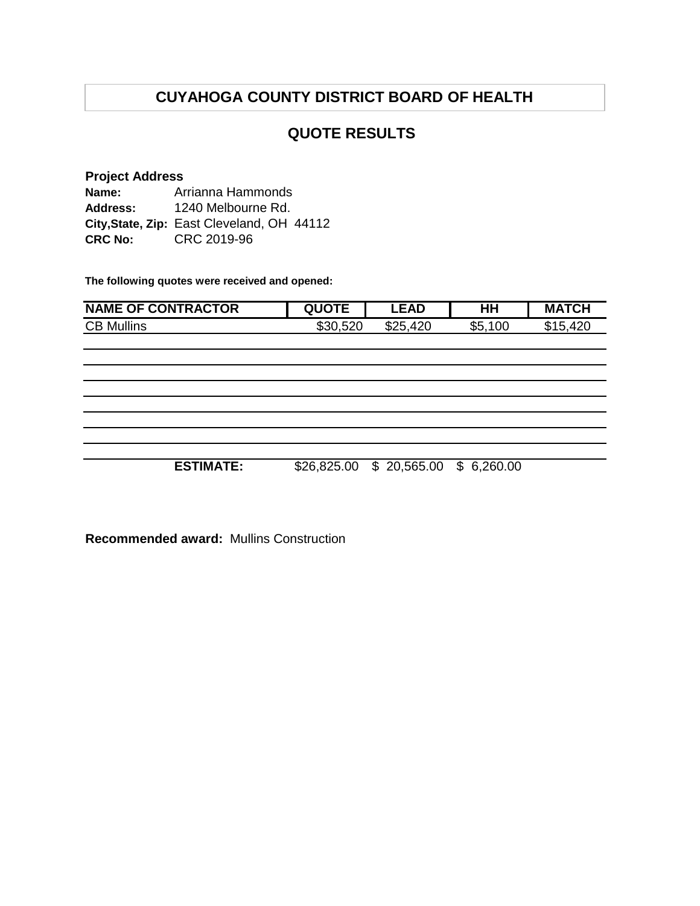# CUYAHOGA COUNTY DISTRICT BOARD OF HEALTH

## QUOTE RESULTS

**Project Address**

**Name:** Arrianna Hammonds
**Address:** 1240 Melbourne Rd.
**City,State, Zip:** East Cleveland, OH 44112
**CRC No:** CRC 2019-96

**The following quotes were received and opened:**

| NAME OF CONTRACTOR | QUOTE | LEAD | HH | MATCH |
|---|---|---|---|---|
| CB Mullins | $30,520 | $25,420 | $5,100 | $15,420 |
| | | | | |
| | | | | |
| | | | | |
| | | | | |
| | | | | |
| | | | | |
| | | | | |
| **ESTIMATE:** | $26,825.00 | $ 20,565.00 | $ 6,260.00 | |

**Recommended award:** Mullins Construction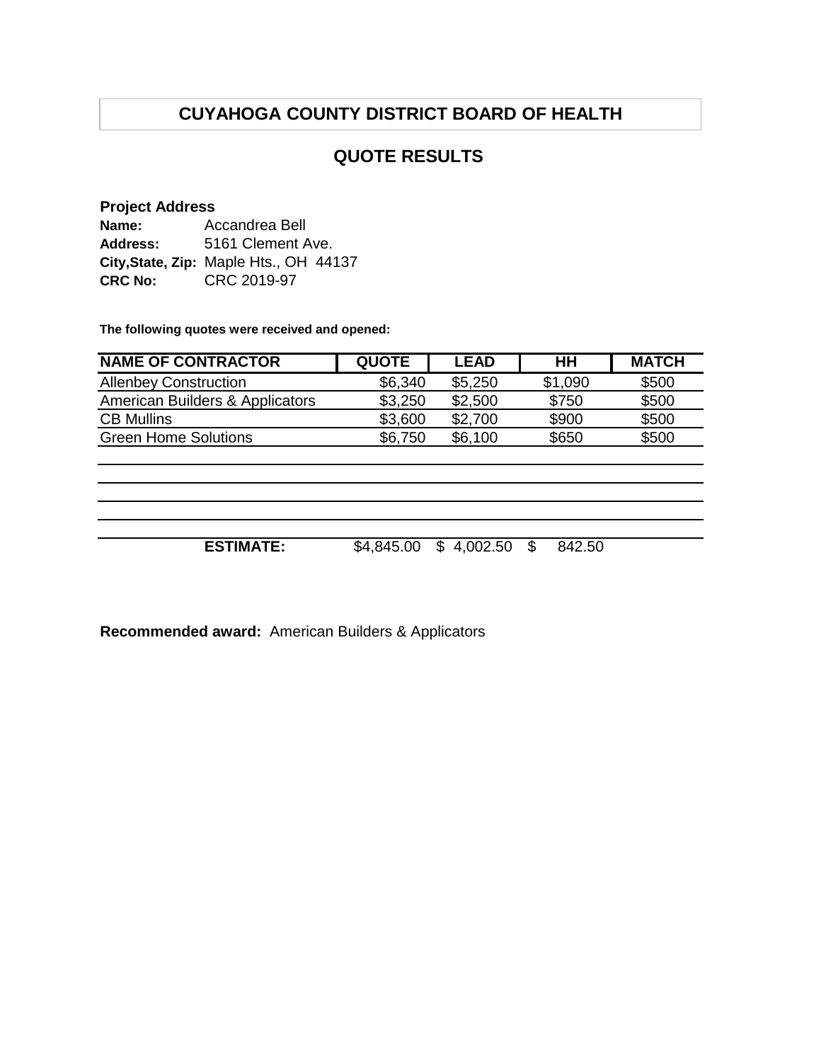# CUYAHOGA COUNTY DISTRICT BOARD OF HEALTH

## QUOTE RESULTS

**Project Address**

**Name:** Accandrea Bell
**Address:** 5161 Clement Ave.
**City,State, Zip:** Maple Hts., OH 44137
**CRC No:** CRC 2019-97

**The following quotes were received and opened:**

| NAME OF CONTRACTOR | QUOTE | LEAD | HH | MATCH |
|---|---|---|---|---|
| Allenbey Construction | $6,340 | $5,250 | $1,090 | $500 |
| American Builders & Applicators | $3,250 | $2,500 | $750 | $500 |
| CB Mullins | $3,600 | $2,700 | $900 | $500 |
| Green Home Solutions | $6,750 | $6,100 | $650 | $500 |
| | | | | |
| | | | | |
| | | | | |
| | | | | |
| **ESTIMATE:** | $4,845.00 | $ 4,002.50 | $ 842.50 | |

**Recommended award:** American Builders & Applicators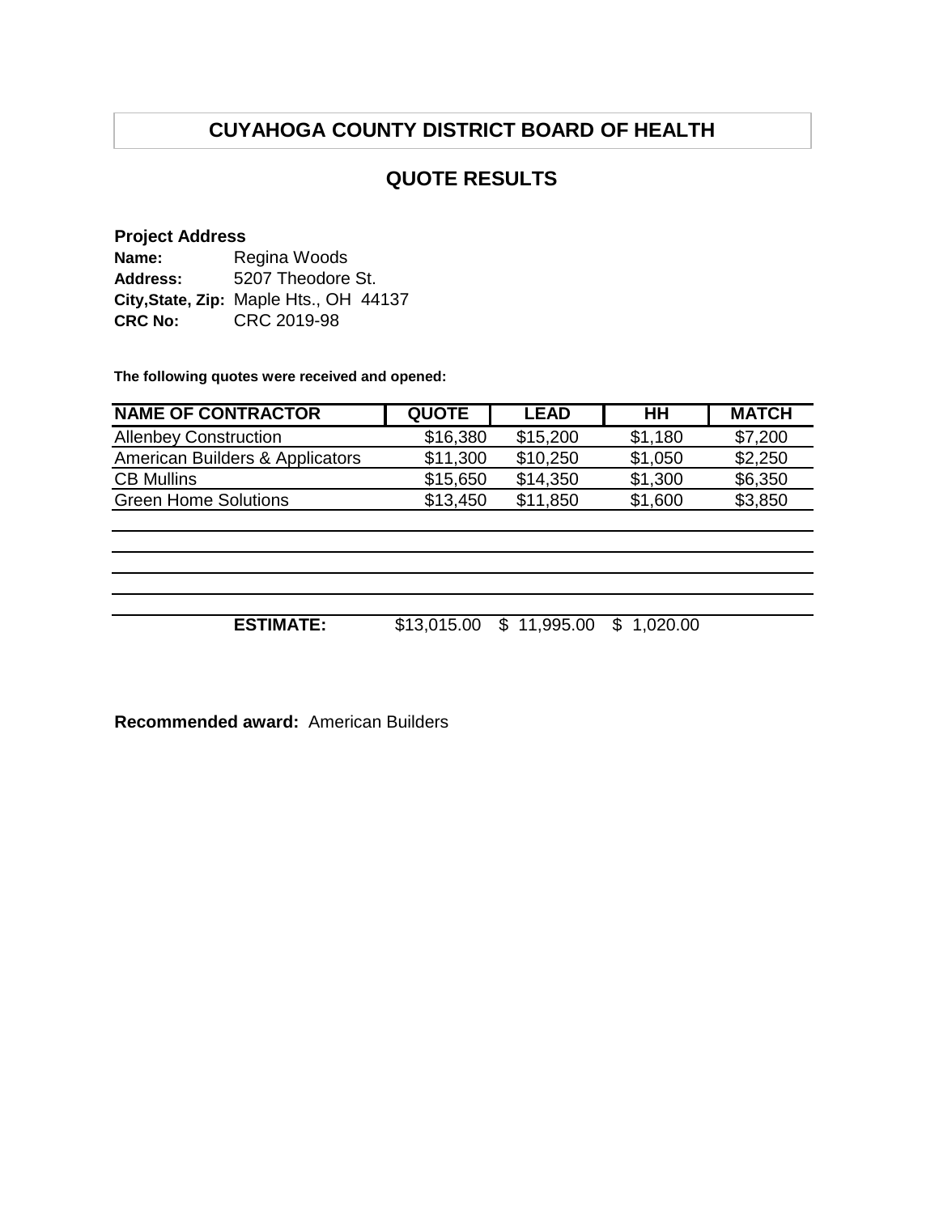# CUYAHOGA COUNTY DISTRICT BOARD OF HEALTH

## QUOTE RESULTS

**Project Address**
**Name:** Regina Woods
**Address:** 5207 Theodore St.
**City,State, Zip:** Maple Hts., OH 44137
**CRC No:** CRC 2019-98

**The following quotes were received and opened:**

| NAME OF CONTRACTOR | QUOTE | LEAD | HH | MATCH |
|---|---|---|---|---|
| Allenbey Construction | $16,380 | $15,200 | $1,180 | $7,200 |
| American Builders & Applicators | $11,300 | $10,250 | $1,050 | $2,250 |
| CB Mullins | $15,650 | $14,350 | $1,300 | $6,350 |
| Green Home Solutions | $13,450 | $11,850 | $1,600 | $3,850 |
| | | | | |
| | | | | |
| | | | | |
| | | | | |
| **ESTIMATE:** | $13,015.00 | $ 11,995.00 | $ 1,020.00 | |

**Recommended award:** American Builders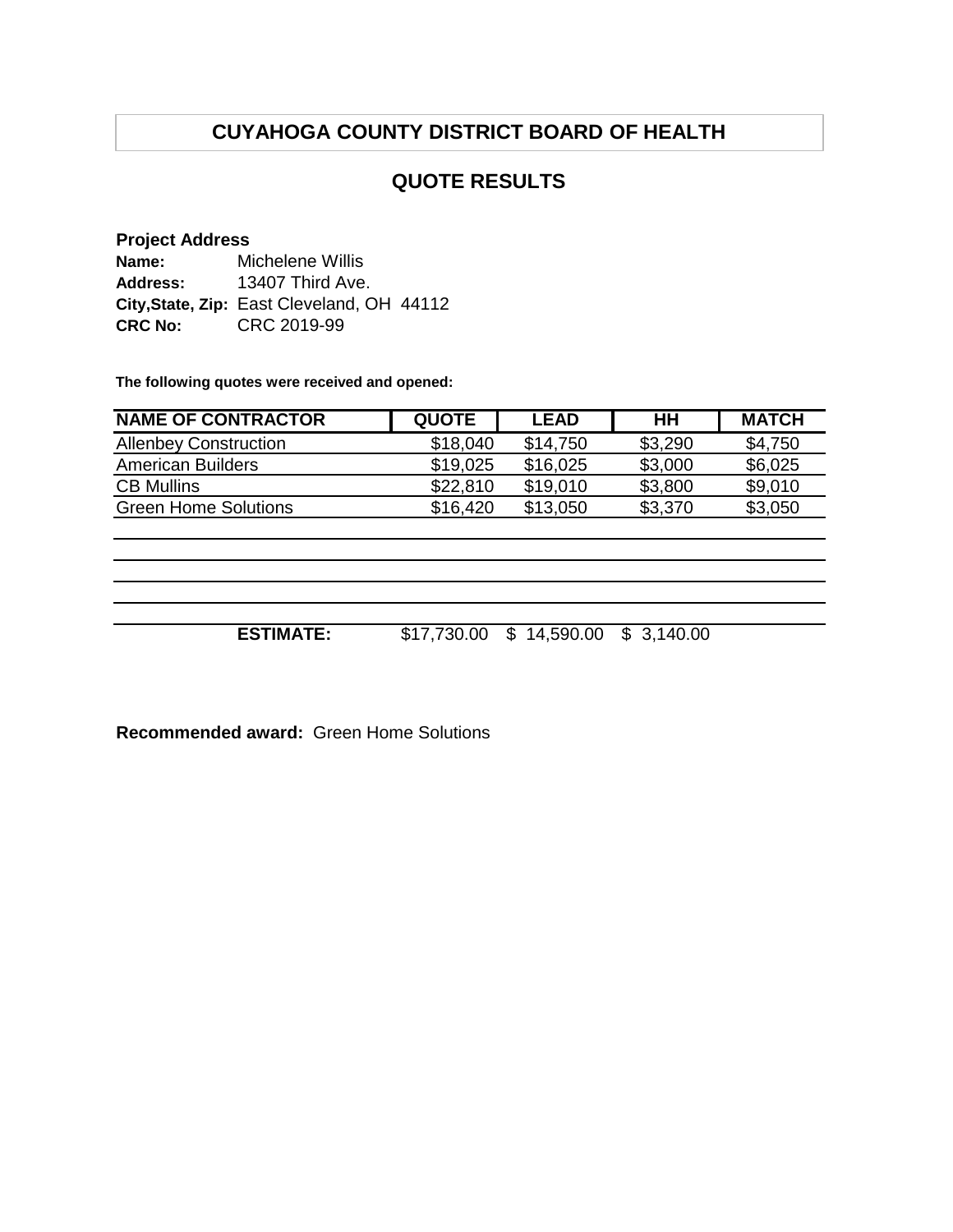# CUYAHOGA COUNTY DISTRICT BOARD OF HEALTH

## QUOTE RESULTS

**Project Address**
**Name:** Michelene Willis
**Address:** 13407 Third Ave.
**City,State, Zip:** East Cleveland, OH 44112
**CRC No:** CRC 2019-99

**The following quotes were received and opened:**

| NAME OF CONTRACTOR | QUOTE | LEAD | HH | MATCH |
|---|---|---|---|---|
| Allenbey Construction | $18,040 | $14,750 | $3,290 | $4,750 |
| American Builders | $19,025 | $16,025 | $3,000 | $6,025 |
| CB Mullins | $22,810 | $19,010 | $3,800 | $9,010 |
| Green Home Solutions | $16,420 | $13,050 | $3,370 | $3,050 |
| | | | | |
| | | | | |
| | | | | |
| | | | | |
| **ESTIMATE:** | $17,730.00 | $ 14,590.00 | $ 3,140.00 | |

**Recommended award:** Green Home Solutions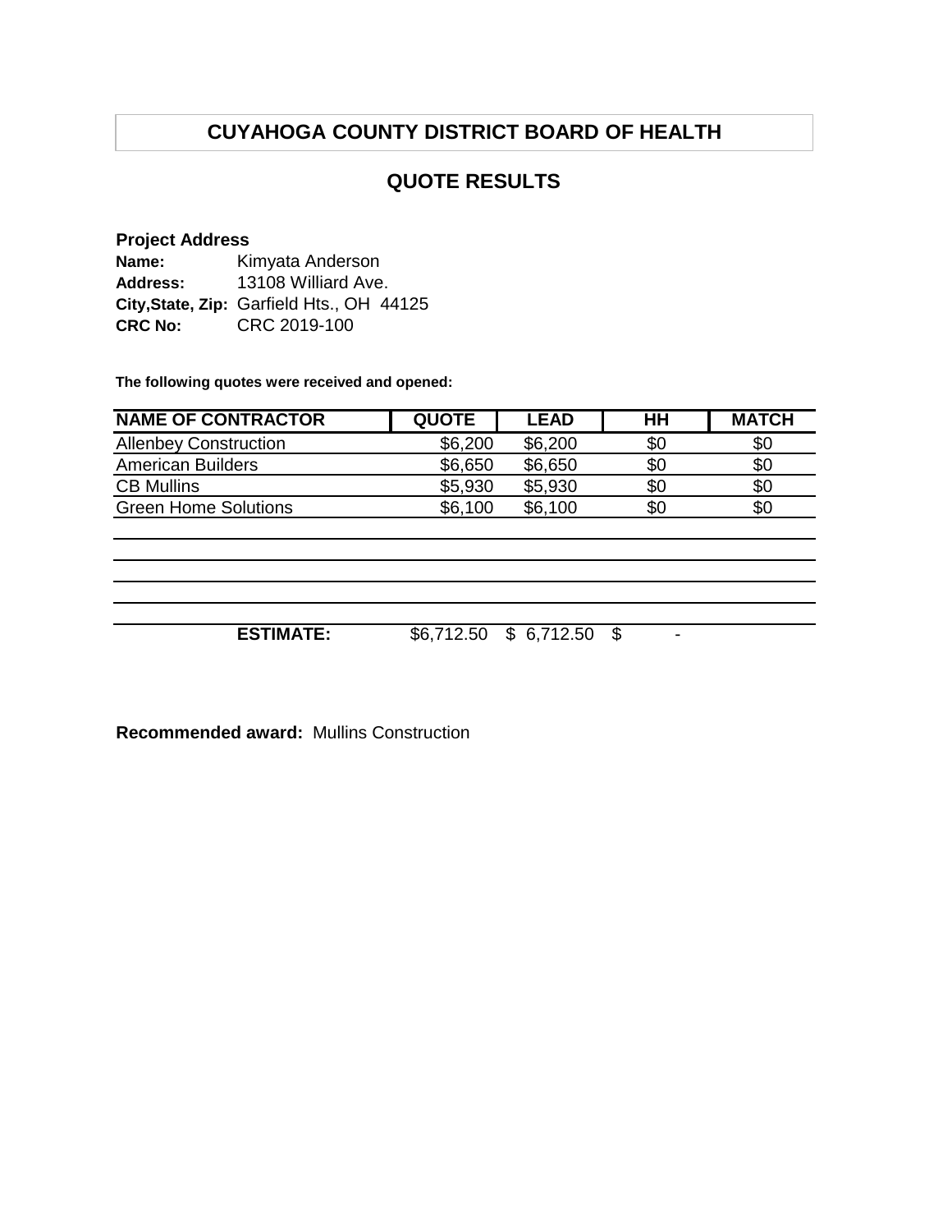# CUYAHOGA COUNTY DISTRICT BOARD OF HEALTH

## QUOTE RESULTS

**Project Address**

**Name:** Kimyata Anderson
**Address:** 13108 Williard Ave.
**City,State, Zip:** Garfield Hts., OH 44125
**CRC No:** CRC 2019-100

**The following quotes were received and opened:**

| NAME OF CONTRACTOR | QUOTE | LEAD | HH | MATCH |
|---|---|---|---|---|
| Allenbey Construction | $6,200 | $6,200 | $0 | $0 |
| American Builders | $6,650 | $6,650 | $0 | $0 |
| CB Mullins | $5,930 | $5,930 | $0 | $0 |
| Green Home Solutions | $6,100 | $6,100 | $0 | $0 |
| | | | | |
| | | | | |
| | | | | |
| | | | | |
| **ESTIMATE:** | $6,712.50 | $ 6,712.50 | $ - | |

**Recommended award:** Mullins Construction